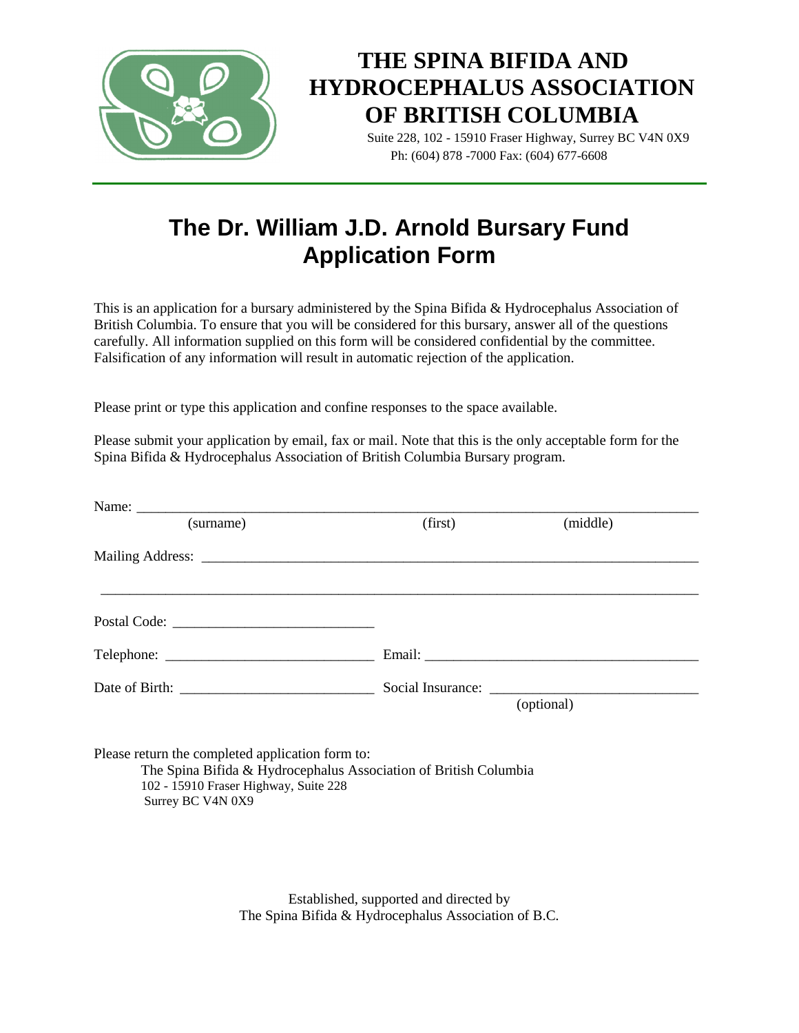# THE SPINA BIFIDA AND HYDROCEPHALUS ASSOCIATION OF BRITISH COLUMBIA

Suite 228, 102 - 15910 Fraser Highway, Surrey BC V4N 0X9
Ph: (604) 878 -7000 Fax: (604) 677-6608

## The Dr. William J.D. Arnold Bursary Fund Application Form

This is an application for a bursary administered by the Spina Bifida & Hydrocephalus Association of British Columbia. To ensure that you will be considered for this bursary, answer all of the questions carefully. All information supplied on this form will be considered confidential by the committee. Falsification of any information will result in automatic rejection of the application.

Please print or type this application and confine responses to the space available.

Please submit your application by email, fax or mail. Note that this is the only acceptable form for the Spina Bifida & Hydrocephalus Association of British Columbia Bursary program.

Name: ______________________________________________________________________
(surname) (first) (middle)

Mailing Address: _______________________________________________________________

________________________________________________________________________

Postal Code: ___________________________

Telephone: ___________________________ Email: ___________________________________

Date of Birth: _________________________ Social Insurance: ___________________________
(optional)

Please return the completed application form to:
The Spina Bifida & Hydrocephalus Association of British Columbia
102 - 15910 Fraser Highway, Suite 228
Surrey BC V4N 0X9

Established, supported and directed by
The Spina Bifida & Hydrocephalus Association of B.C.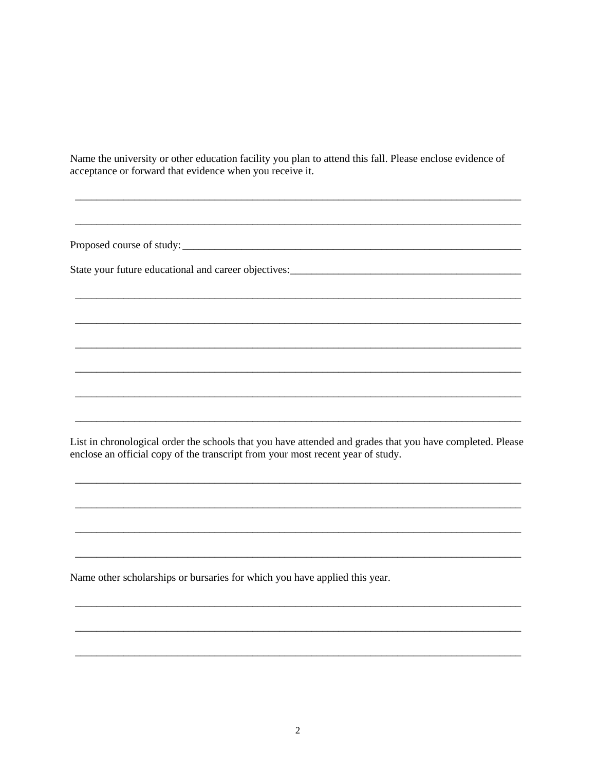Name the university or other education facility you plan to attend this fall. Please enclose evidence of acceptance or forward that evidence when you receive it.

_______________________________________________________________________________________

_______________________________________________________________________________________

Proposed course of study: _________________________________________________________________

State your future educational and career objectives: _____________________________________________

_______________________________________________________________________________________

_______________________________________________________________________________________

_______________________________________________________________________________________

_______________________________________________________________________________________

_______________________________________________________________________________________

_______________________________________________________________________________________

List in chronological order the schools that you have attended and grades that you have completed. Please enclose an official copy of the transcript from your most recent year of study.

_______________________________________________________________________________________

_______________________________________________________________________________________

_______________________________________________________________________________________

_______________________________________________________________________________________

Name other scholarships or bursaries for which you have applied this year.

_______________________________________________________________________________________

_______________________________________________________________________________________

_______________________________________________________________________________________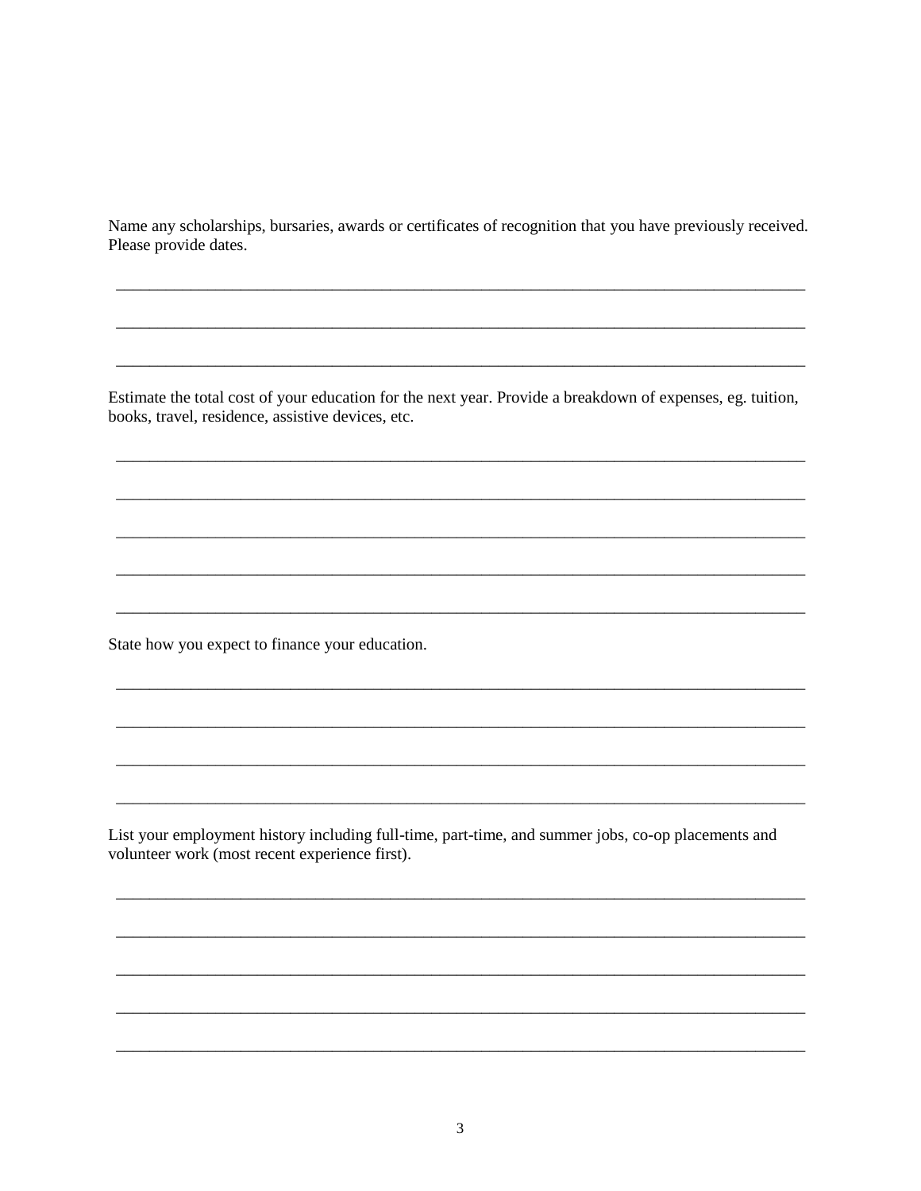Name any scholarships, bursaries, awards or certificates of recognition that you have previously received. Please provide dates.

\_\_\_\_\_\_\_\_\_\_\_\_\_\_\_\_\_\_\_\_\_\_\_\_\_\_\_\_\_\_\_\_\_\_\_\_\_\_\_\_\_\_\_\_\_\_\_\_\_\_\_\_\_\_\_\_\_\_\_\_\_\_\_\_\_\_\_\_\_\_\_\_\_\_\_\_\_\_

\_\_\_\_\_\_\_\_\_\_\_\_\_\_\_\_\_\_\_\_\_\_\_\_\_\_\_\_\_\_\_\_\_\_\_\_\_\_\_\_\_\_\_\_\_\_\_\_\_\_\_\_\_\_\_\_\_\_\_\_\_\_\_\_\_\_\_\_\_\_\_\_\_\_\_\_\_\_

\_\_\_\_\_\_\_\_\_\_\_\_\_\_\_\_\_\_\_\_\_\_\_\_\_\_\_\_\_\_\_\_\_\_\_\_\_\_\_\_\_\_\_\_\_\_\_\_\_\_\_\_\_\_\_\_\_\_\_\_\_\_\_\_\_\_\_\_\_\_\_\_\_\_\_\_\_\_

Estimate the total cost of your education for the next year. Provide a breakdown of expenses, eg. tuition, books, travel, residence, assistive devices, etc.

\_\_\_\_\_\_\_\_\_\_\_\_\_\_\_\_\_\_\_\_\_\_\_\_\_\_\_\_\_\_\_\_\_\_\_\_\_\_\_\_\_\_\_\_\_\_\_\_\_\_\_\_\_\_\_\_\_\_\_\_\_\_\_\_\_\_\_\_\_\_\_\_\_\_\_\_\_\_

\_\_\_\_\_\_\_\_\_\_\_\_\_\_\_\_\_\_\_\_\_\_\_\_\_\_\_\_\_\_\_\_\_\_\_\_\_\_\_\_\_\_\_\_\_\_\_\_\_\_\_\_\_\_\_\_\_\_\_\_\_\_\_\_\_\_\_\_\_\_\_\_\_\_\_\_\_\_

\_\_\_\_\_\_\_\_\_\_\_\_\_\_\_\_\_\_\_\_\_\_\_\_\_\_\_\_\_\_\_\_\_\_\_\_\_\_\_\_\_\_\_\_\_\_\_\_\_\_\_\_\_\_\_\_\_\_\_\_\_\_\_\_\_\_\_\_\_\_\_\_\_\_\_\_\_\_

\_\_\_\_\_\_\_\_\_\_\_\_\_\_\_\_\_\_\_\_\_\_\_\_\_\_\_\_\_\_\_\_\_\_\_\_\_\_\_\_\_\_\_\_\_\_\_\_\_\_\_\_\_\_\_\_\_\_\_\_\_\_\_\_\_\_\_\_\_\_\_\_\_\_\_\_\_\_

\_\_\_\_\_\_\_\_\_\_\_\_\_\_\_\_\_\_\_\_\_\_\_\_\_\_\_\_\_\_\_\_\_\_\_\_\_\_\_\_\_\_\_\_\_\_\_\_\_\_\_\_\_\_\_\_\_\_\_\_\_\_\_\_\_\_\_\_\_\_\_\_\_\_\_\_\_\_

State how you expect to finance your education.

\_\_\_\_\_\_\_\_\_\_\_\_\_\_\_\_\_\_\_\_\_\_\_\_\_\_\_\_\_\_\_\_\_\_\_\_\_\_\_\_\_\_\_\_\_\_\_\_\_\_\_\_\_\_\_\_\_\_\_\_\_\_\_\_\_\_\_\_\_\_\_\_\_\_\_\_\_\_

\_\_\_\_\_\_\_\_\_\_\_\_\_\_\_\_\_\_\_\_\_\_\_\_\_\_\_\_\_\_\_\_\_\_\_\_\_\_\_\_\_\_\_\_\_\_\_\_\_\_\_\_\_\_\_\_\_\_\_\_\_\_\_\_\_\_\_\_\_\_\_\_\_\_\_\_\_\_

\_\_\_\_\_\_\_\_\_\_\_\_\_\_\_\_\_\_\_\_\_\_\_\_\_\_\_\_\_\_\_\_\_\_\_\_\_\_\_\_\_\_\_\_\_\_\_\_\_\_\_\_\_\_\_\_\_\_\_\_\_\_\_\_\_\_\_\_\_\_\_\_\_\_\_\_\_\_

\_\_\_\_\_\_\_\_\_\_\_\_\_\_\_\_\_\_\_\_\_\_\_\_\_\_\_\_\_\_\_\_\_\_\_\_\_\_\_\_\_\_\_\_\_\_\_\_\_\_\_\_\_\_\_\_\_\_\_\_\_\_\_\_\_\_\_\_\_\_\_\_\_\_\_\_\_\_

List your employment history including full-time, part-time, and summer jobs, co-op placements and volunteer work (most recent experience first).

\_\_\_\_\_\_\_\_\_\_\_\_\_\_\_\_\_\_\_\_\_\_\_\_\_\_\_\_\_\_\_\_\_\_\_\_\_\_\_\_\_\_\_\_\_\_\_\_\_\_\_\_\_\_\_\_\_\_\_\_\_\_\_\_\_\_\_\_\_\_\_\_\_\_\_\_\_\_

\_\_\_\_\_\_\_\_\_\_\_\_\_\_\_\_\_\_\_\_\_\_\_\_\_\_\_\_\_\_\_\_\_\_\_\_\_\_\_\_\_\_\_\_\_\_\_\_\_\_\_\_\_\_\_\_\_\_\_\_\_\_\_\_\_\_\_\_\_\_\_\_\_\_\_\_\_\_

\_\_\_\_\_\_\_\_\_\_\_\_\_\_\_\_\_\_\_\_\_\_\_\_\_\_\_\_\_\_\_\_\_\_\_\_\_\_\_\_\_\_\_\_\_\_\_\_\_\_\_\_\_\_\_\_\_\_\_\_\_\_\_\_\_\_\_\_\_\_\_\_\_\_\_\_\_\_

\_\_\_\_\_\_\_\_\_\_\_\_\_\_\_\_\_\_\_\_\_\_\_\_\_\_\_\_\_\_\_\_\_\_\_\_\_\_\_\_\_\_\_\_\_\_\_\_\_\_\_\_\_\_\_\_\_\_\_\_\_\_\_\_\_\_\_\_\_\_\_\_\_\_\_\_\_\_

\_\_\_\_\_\_\_\_\_\_\_\_\_\_\_\_\_\_\_\_\_\_\_\_\_\_\_\_\_\_\_\_\_\_\_\_\_\_\_\_\_\_\_\_\_\_\_\_\_\_\_\_\_\_\_\_\_\_\_\_\_\_\_\_\_\_\_\_\_\_\_\_\_\_\_\_\_\_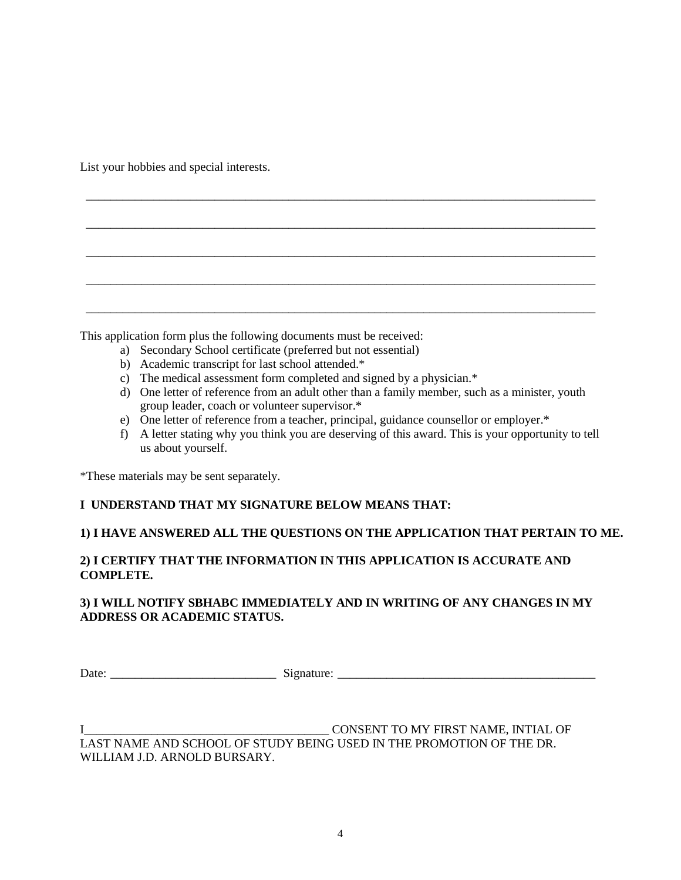List your hobbies and special interests.

_______________________________________________________________________________

_______________________________________________________________________________

_______________________________________________________________________________

_______________________________________________________________________________

_______________________________________________________________________________

This application form plus the following documents must be received:

a) Secondary School certificate (preferred but not essential)
b) Academic transcript for last school attended.*
c) The medical assessment form completed and signed by a physician.*
d) One letter of reference from an adult other than a family member, such as a minister, youth group leader, coach or volunteer supervisor.*
e) One letter of reference from a teacher, principal, guidance counsellor or employer.*
f) A letter stating why you think you are deserving of this award. This is your opportunity to tell us about yourself.

*These materials may be sent separately.

**I UNDERSTAND THAT MY SIGNATURE BELOW MEANS THAT:**

**1) I HAVE ANSWERED ALL THE QUESTIONS ON THE APPLICATION THAT PERTAIN TO ME.**

**2) I CERTIFY THAT THE INFORMATION IN THIS APPLICATION IS ACCURATE AND COMPLETE.**

**3) I WILL NOTIFY SBHABC IMMEDIATELY AND IN WRITING OF ANY CHANGES IN MY ADDRESS OR ACADEMIC STATUS.**

Date: ___________________________ Signature: ___________________________________________

I________________________________________ CONSENT TO MY FIRST NAME, INTIAL OF LAST NAME AND SCHOOL OF STUDY BEING USED IN THE PROMOTION OF THE DR. WILLIAM J.D. ARNOLD BURSARY.